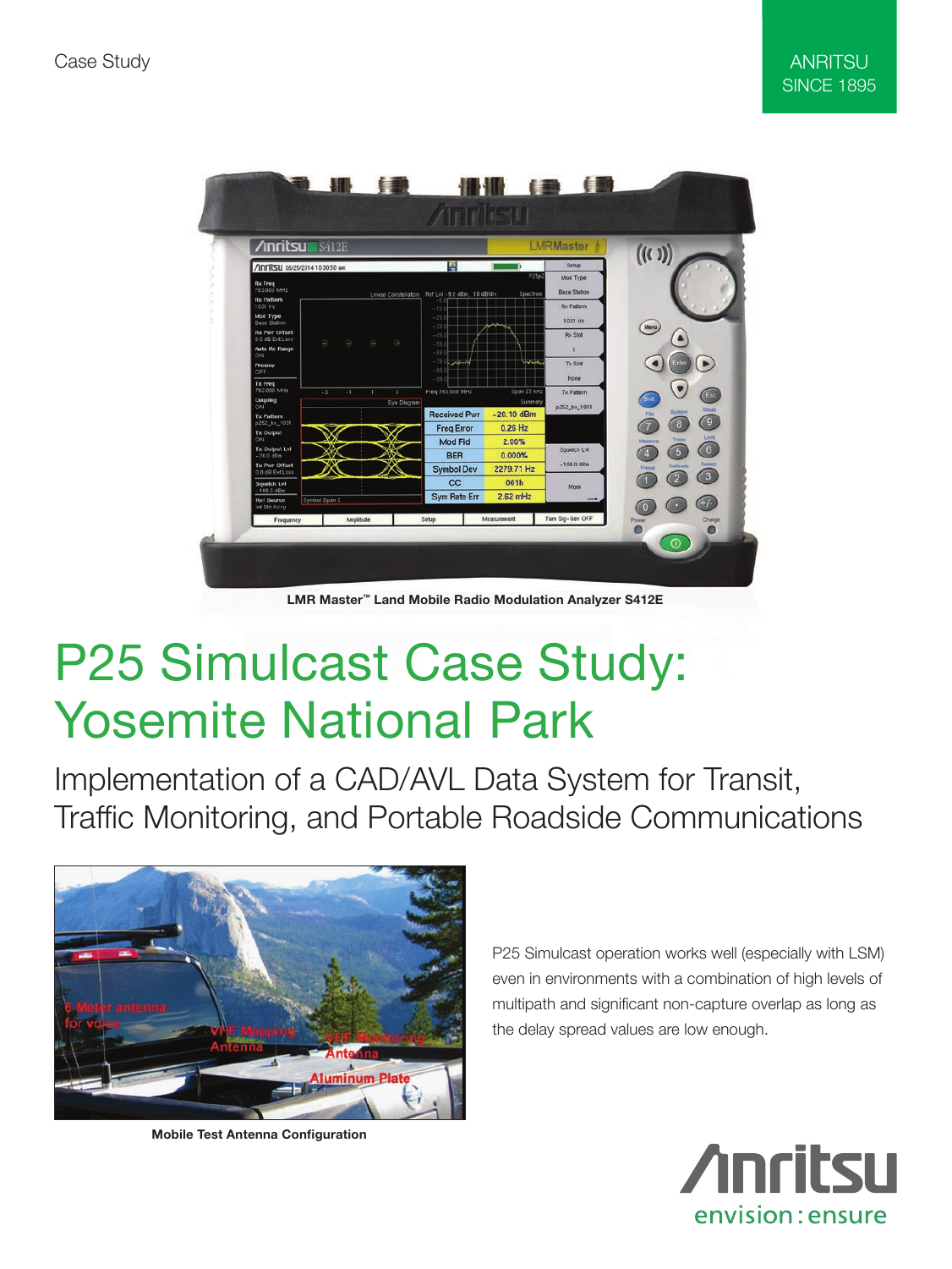Case Study

ANRITSU
SINCE 1895

LMR Master™ Land Mobile Radio Modulation Analyzer S412E

# P25 Simulcast Case Study: Yosemite National Park

## Implementation of a CAD/AVL Data System for Transit, Traffic Monitoring, and Portable Roadside Communications

Mobile Test Antenna Configuration

P25 Simulcast operation works well (especially with LSM) even in environments with a combination of high levels of multipath and significant non-capture overlap as long as the delay spread values are low enough.

Anritsu
envision : ensure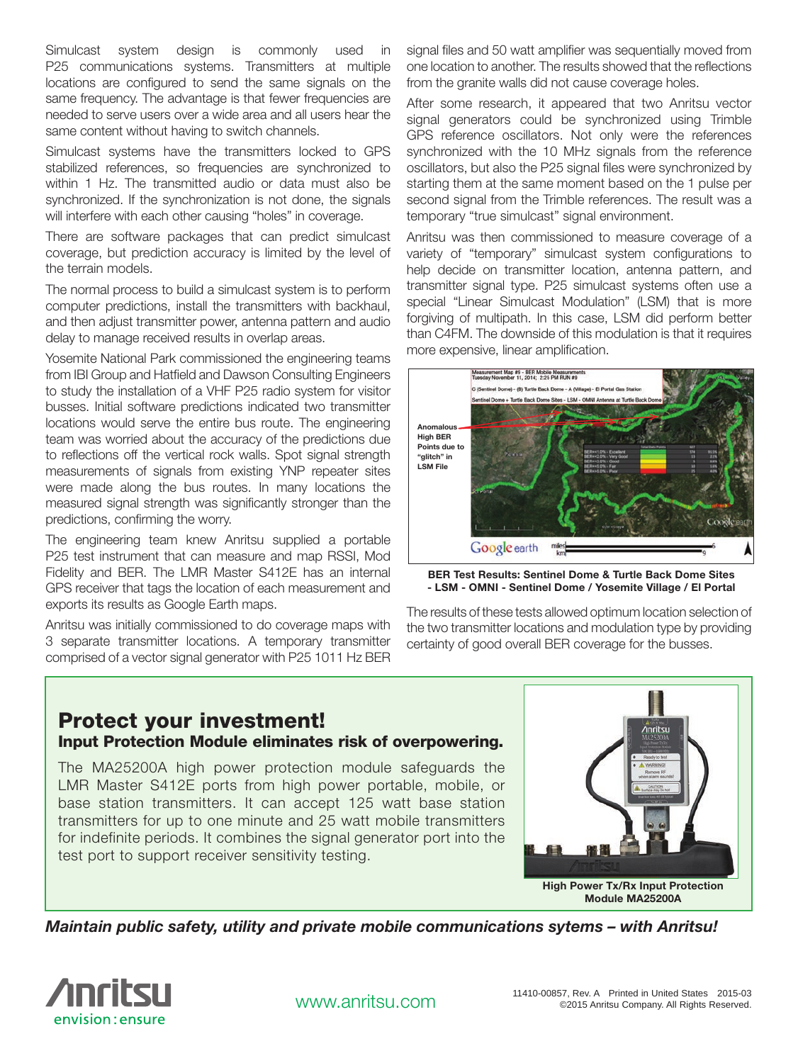Simulcast system design is commonly used in P25 communications systems. Transmitters at multiple locations are configured to send the same signals on the same frequency. The advantage is that fewer frequencies are needed to serve users over a wide area and all users hear the same content without having to switch channels.

Simulcast systems have the transmitters locked to GPS stabilized references, so frequencies are synchronized to within 1 Hz. The transmitted audio or data must also be synchronized. If the synchronization is not done, the signals will interfere with each other causing "holes" in coverage.

There are software packages that can predict simulcast coverage, but prediction accuracy is limited by the level of the terrain models.

The normal process to build a simulcast system is to perform computer predictions, install the transmitters with backhaul, and then adjust transmitter power, antenna pattern and audio delay to manage received results in overlap areas.

Yosemite National Park commissioned the engineering teams from IBI Group and Hatfield and Dawson Consulting Engineers to study the installation of a VHF P25 radio system for visitor busses. Initial software predictions indicated two transmitter locations would serve the entire bus route. The engineering team was worried about the accuracy of the predictions due to reflections off the vertical rock walls. Spot signal strength measurements of signals from existing YNP repeater sites were made along the bus routes. In many locations the measured signal strength was significantly stronger than the predictions, confirming the worry.

The engineering team knew Anritsu supplied a portable P25 test instrument that can measure and map RSSI, Mod Fidelity and BER. The LMR Master S412E has an internal GPS receiver that tags the location of each measurement and exports its results as Google Earth maps.

Anritsu was initially commissioned to do coverage maps with 3 separate transmitter locations. A temporary transmitter comprised of a vector signal generator with P25 1011 Hz BER signal files and 50 watt amplifier was sequentially moved from one location to another. The results showed that the reflections from the granite walls did not cause coverage holes.

After some research, it appeared that two Anritsu vector signal generators could be synchronized using Trimble GPS reference oscillators. Not only were the references synchronized with the 10 MHz signals from the reference oscillators, but also the P25 signal files were synchronized by starting them at the same moment based on the 1 pulse per second signal from the Trimble references. The result was a temporary "true simulcast" signal environment.

Anritsu was then commissioned to measure coverage of a variety of "temporary" simulcast system configurations to help decide on transmitter location, antenna pattern, and transmitter signal type. P25 simulcast systems often use a special "Linear Simulcast Modulation" (LSM) that is more forgiving of multipath. In this case, LSM did perform better than C4FM. The downside of this modulation is that it requires more expensive, linear amplification.

Anomalous High BER Points due to "glitch" in LSM File

**BER Test Results: Sentinel Dome & Turtle Back Dome Sites - LSM - OMNI - Sentinel Dome / Yosemite Village / El Portal**

The results of these tests allowed optimum location selection of the two transmitter locations and modulation type by providing certainty of good overall BER coverage for the busses.

## Protect your investment!

### Input Protection Module eliminates risk of overpowering.

The MA25200A high power protection module safeguards the LMR Master S412E ports from high power portable, mobile, or base station transmitters. It can accept 125 watt base station transmitters for up to one minute and 25 watt mobile transmitters for indefinite periods. It combines the signal generator port into the test port to support receiver sensitivity testing.

**High Power Tx/Rx Input Protection Module MA25200A**

***Maintain public safety, utility and private mobile communications sytems – with Anritsu!***

Anritsu envision : ensure

www.anritsu.com

11410-00857, Rev. A Printed in United States 2015-03
©2015 Anritsu Company. All Rights Reserved.